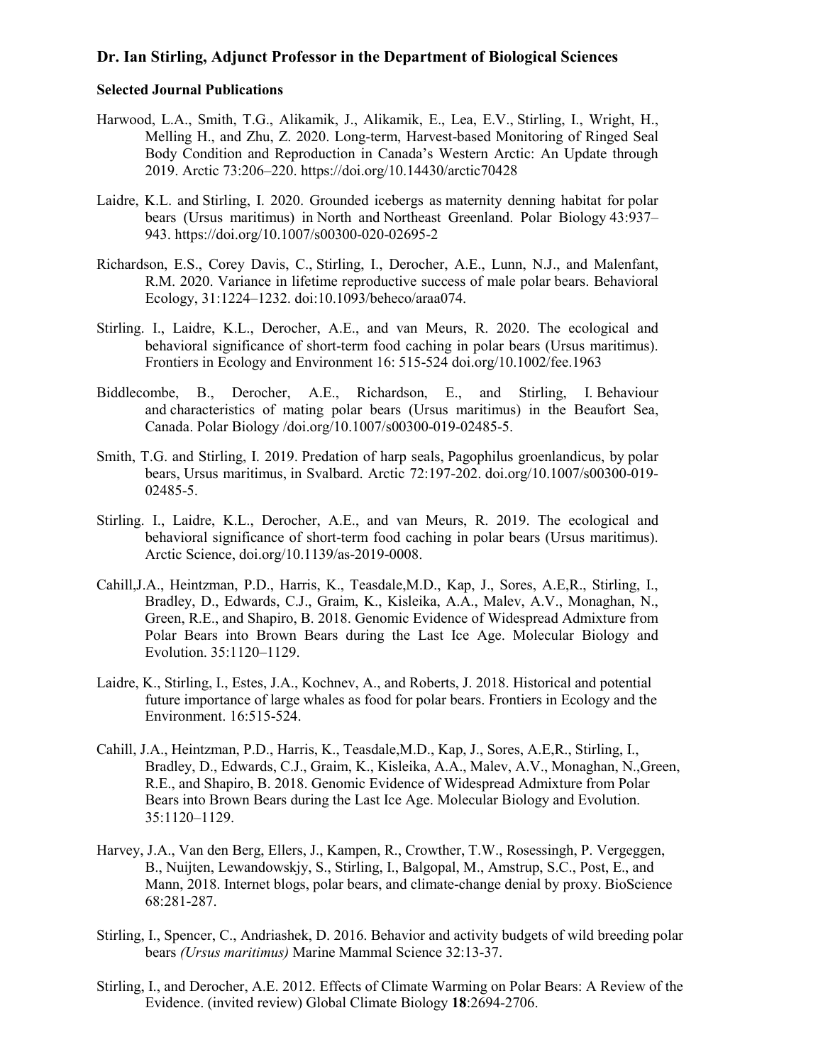## Dr. Ian Stirling, Adjunct Professor in the Department of Biological Sciences

### Selected Journal Publications

Harwood, L.A., Smith, T.G., Alikamik, J., Alikamik, E., Lea, E.V., Stirling, I., Wright, H., Melling H., and Zhu, Z. 2020. Long-term, Harvest-based Monitoring of Ringed Seal Body Condition and Reproduction in Canada's Western Arctic: An Update through 2019. Arctic 73:206–220. https://doi.org/10.14430/arctic70428

Laidre, K.L. and Stirling, I. 2020. Grounded icebergs as maternity denning habitat for polar bears (Ursus maritimus) in North and Northeast Greenland. Polar Biology 43:937–943. https://doi.org/10.1007/s00300-020-02695-2

Richardson, E.S., Corey Davis, C., Stirling, I., Derocher, A.E., Lunn, N.J., and Malenfant, R.M. 2020. Variance in lifetime reproductive success of male polar bears. Behavioral Ecology, 31:1224–1232. doi:10.1093/beheco/araa074.

Stirling. I., Laidre, K.L., Derocher, A.E., and van Meurs, R. 2020. The ecological and behavioral significance of short-term food caching in polar bears (Ursus maritimus). Frontiers in Ecology and Environment 16: 515-524 doi.org/10.1002/fee.1963

Biddlecombe, B., Derocher, A.E., Richardson, E., and Stirling, I. Behaviour and characteristics of mating polar bears (Ursus maritimus) in the Beaufort Sea, Canada. Polar Biology /doi.org/10.1007/s00300-019-02485-5.

Smith, T.G. and Stirling, I. 2019. Predation of harp seals, Pagophilus groenlandicus, by polar bears, Ursus maritimus, in Svalbard. Arctic 72:197-202. doi.org/10.1007/s00300-019-02485-5.

Stirling. I., Laidre, K.L., Derocher, A.E., and van Meurs, R. 2019. The ecological and behavioral significance of short-term food caching in polar bears (Ursus maritimus). Arctic Science, doi.org/10.1139/as-2019-0008.

Cahill,J.A., Heintzman, P.D., Harris, K., Teasdale,M.D., Kap, J., Sores, A.E,R., Stirling, I., Bradley, D., Edwards, C.J., Graim, K., Kisleika, A.A., Malev, A.V., Monaghan, N., Green, R.E., and Shapiro, B. 2018. Genomic Evidence of Widespread Admixture from Polar Bears into Brown Bears during the Last Ice Age. Molecular Biology and Evolution. 35:1120–1129.

Laidre, K., Stirling, I., Estes, J.A., Kochnev, A., and Roberts, J. 2018. Historical and potential future importance of large whales as food for polar bears. Frontiers in Ecology and the Environment. 16:515-524.

Cahill, J.A., Heintzman, P.D., Harris, K., Teasdale,M.D., Kap, J., Sores, A.E,R., Stirling, I., Bradley, D., Edwards, C.J., Graim, K., Kisleika, A.A., Malev, A.V., Monaghan, N.,Green, R.E., and Shapiro, B. 2018. Genomic Evidence of Widespread Admixture from Polar Bears into Brown Bears during the Last Ice Age. Molecular Biology and Evolution. 35:1120–1129.

Harvey, J.A., Van den Berg, Ellers, J., Kampen, R., Crowther, T.W., Rosessingh, P. Vergeggen, B., Nuijten, Lewandowskjy, S., Stirling, I., Balgopal, M., Amstrup, S.C., Post, E., and Mann, 2018. Internet blogs, polar bears, and climate-change denial by proxy. BioScience 68:281-287.

Stirling, I., Spencer, C., Andriashek, D. 2016. Behavior and activity budgets of wild breeding polar bears *(Ursus maritimus)* Marine Mammal Science 32:13-37.

Stirling, I., and Derocher, A.E. 2012. Effects of Climate Warming on Polar Bears: A Review of the Evidence. (invited review) Global Climate Biology **18**:2694-2706.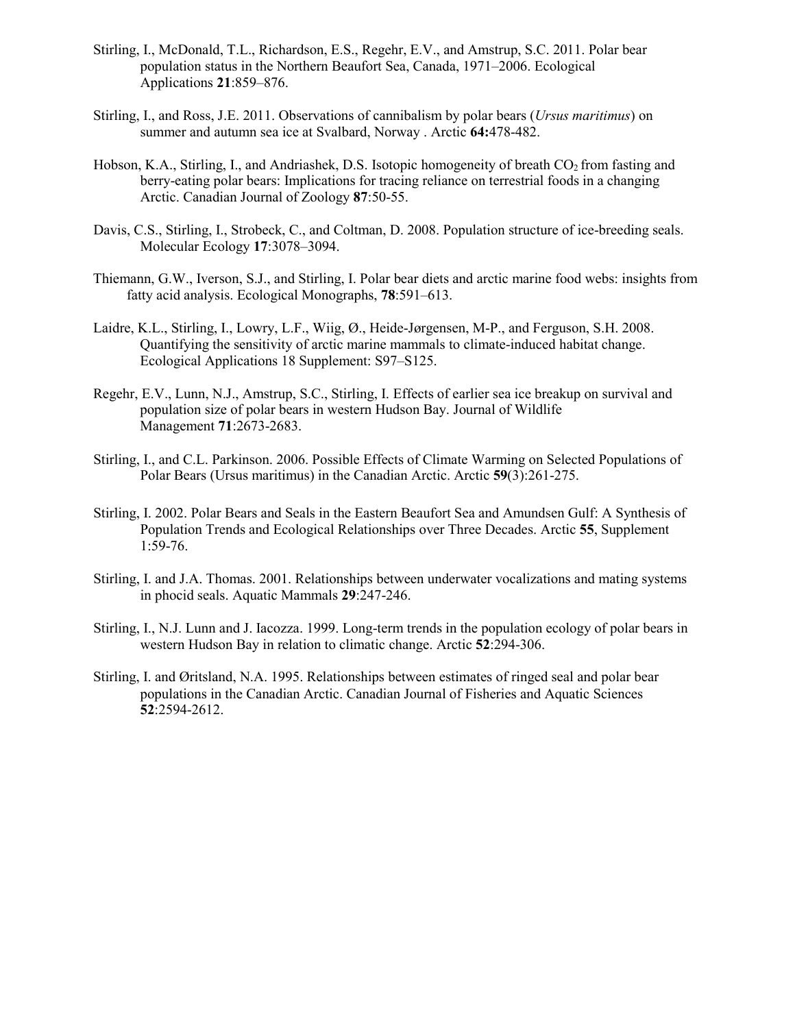Stirling, I., McDonald, T.L., Richardson, E.S., Regehr, E.V., and Amstrup, S.C. 2011. Polar bear population status in the Northern Beaufort Sea, Canada, 1971–2006. Ecological Applications **21**:859–876.

Stirling, I., and Ross, J.E. 2011. Observations of cannibalism by polar bears (*Ursus maritimus*) on summer and autumn sea ice at Svalbard, Norway . Arctic **64:**478-482.

Hobson, K.A., Stirling, I., and Andriashek, D.S. Isotopic homogeneity of breath $CO_2$ from fasting and berry-eating polar bears: Implications for tracing reliance on terrestrial foods in a changing Arctic. Canadian Journal of Zoology **87**:50-55.

Davis, C.S., Stirling, I., Strobeck, C., and Coltman, D. 2008. Population structure of ice-breeding seals. Molecular Ecology **17**:3078–3094.

Thiemann, G.W., Iverson, S.J., and Stirling, I. Polar bear diets and arctic marine food webs: insights from fatty acid analysis. Ecological Monographs, **78**:591–613.

Laidre, K.L., Stirling, I., Lowry, L.F., Wiig, Ø., Heide-Jørgensen, M-P., and Ferguson, S.H. 2008. Quantifying the sensitivity of arctic marine mammals to climate-induced habitat change. Ecological Applications 18 Supplement: S97–S125.

Regehr, E.V., Lunn, N.J., Amstrup, S.C., Stirling, I. Effects of earlier sea ice breakup on survival and population size of polar bears in western Hudson Bay. Journal of Wildlife Management **71**:2673-2683.

Stirling, I., and C.L. Parkinson. 2006. Possible Effects of Climate Warming on Selected Populations of Polar Bears (Ursus maritimus) in the Canadian Arctic. Arctic **59**(3):261-275.

Stirling, I. 2002. Polar Bears and Seals in the Eastern Beaufort Sea and Amundsen Gulf: A Synthesis of Population Trends and Ecological Relationships over Three Decades. Arctic **55**, Supplement 1:59-76.

Stirling, I. and J.A. Thomas. 2001. Relationships between underwater vocalizations and mating systems in phocid seals. Aquatic Mammals **29**:247-246.

Stirling, I., N.J. Lunn and J. Iacozza. 1999. Long-term trends in the population ecology of polar bears in western Hudson Bay in relation to climatic change. Arctic **52**:294-306.

Stirling, I. and Øritsland, N.A. 1995. Relationships between estimates of ringed seal and polar bear populations in the Canadian Arctic. Canadian Journal of Fisheries and Aquatic Sciences **52**:2594-2612.